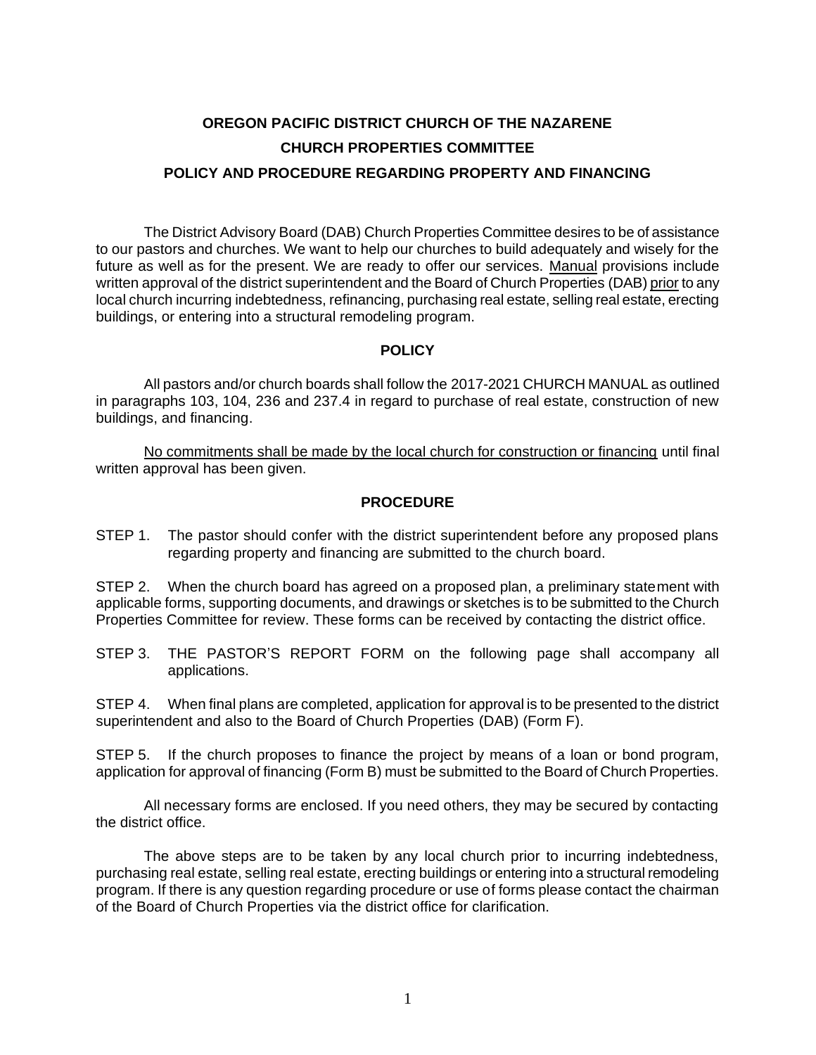# OREGON PACIFIC DISTRICT CHURCH OF THE NAZARENE

## CHURCH PROPERTIES COMMITTEE

## POLICY AND PROCEDURE REGARDING PROPERTY AND FINANCING

The District Advisory Board (DAB) Church Properties Committee desires to be of assistance to our pastors and churches. We want to help our churches to build adequately and wisely for the future as well as for the present. We are ready to offer our services. <u>Manual</u> provisions include written approval of the district superintendent and the Board of Church Properties (DAB) <u>prior</u> to any local church incurring indebtedness, refinancing, purchasing real estate, selling real estate, erecting buildings, or entering into a structural remodeling program.

### POLICY

All pastors and/or church boards shall follow the 2017-2021 CHURCH MANUAL as outlined in paragraphs 103, 104, 236 and 237.4 in regard to purchase of real estate, construction of new buildings, and financing.

<u>No commitments shall be made by the local church for construction or financing</u> until final written approval has been given.

### PROCEDURE

STEP 1. The pastor should confer with the district superintendent before any proposed plans regarding property and financing are submitted to the church board.

STEP 2. When the church board has agreed on a proposed plan, a preliminary statement with applicable forms, supporting documents, and drawings or sketches is to be submitted to the Church Properties Committee for review. These forms can be received by contacting the district office.

STEP 3. THE PASTOR'S REPORT FORM on the following page shall accompany all applications.

STEP 4. When final plans are completed, application for approval is to be presented to the district superintendent and also to the Board of Church Properties (DAB) (Form F).

STEP 5. If the church proposes to finance the project by means of a loan or bond program, application for approval of financing (Form B) must be submitted to the Board of Church Properties.

All necessary forms are enclosed. If you need others, they may be secured by contacting the district office.

The above steps are to be taken by any local church prior to incurring indebtedness, purchasing real estate, selling real estate, erecting buildings or entering into a structural remodeling program. If there is any question regarding procedure or use of forms please contact the chairman of the Board of Church Properties via the district office for clarification.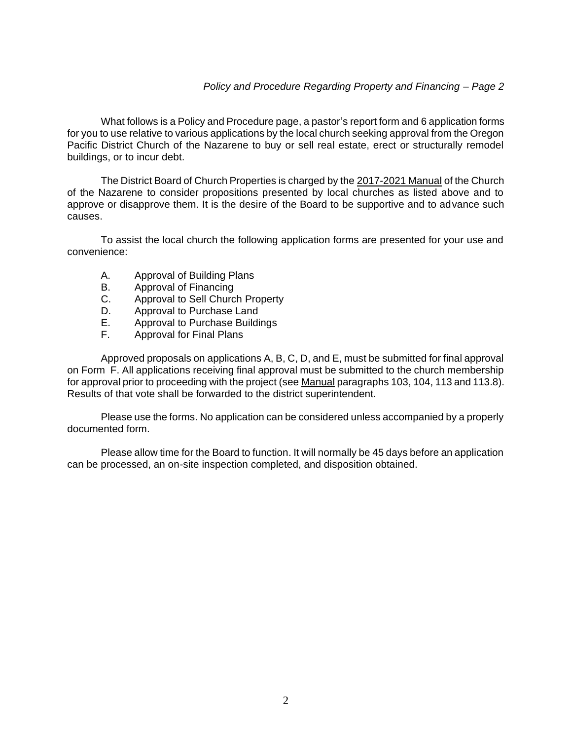What follows is a Policy and Procedure page, a pastor's report form and 6 application forms for you to use relative to various applications by the local church seeking approval from the Oregon Pacific District Church of the Nazarene to buy or sell real estate, erect or structurally remodel buildings, or to incur debt.

The District Board of Church Properties is charged by the 2017-2021 Manual of the Church of the Nazarene to consider propositions presented by local churches as listed above and to approve or disapprove them. It is the desire of the Board to be supportive and to advance such causes.

To assist the local church the following application forms are presented for your use and convenience:

A. Approval of Building Plans
B. Approval of Financing
C. Approval to Sell Church Property
D. Approval to Purchase Land
E. Approval to Purchase Buildings
F. Approval for Final Plans

Approved proposals on applications A, B, C, D, and E, must be submitted for final approval on Form F. All applications receiving final approval must be submitted to the church membership for approval prior to proceeding with the project (see Manual paragraphs 103, 104, 113 and 113.8). Results of that vote shall be forwarded to the district superintendent.

Please use the forms. No application can be considered unless accompanied by a properly documented form.

Please allow time for the Board to function. It will normally be 45 days before an application can be processed, an on-site inspection completed, and disposition obtained.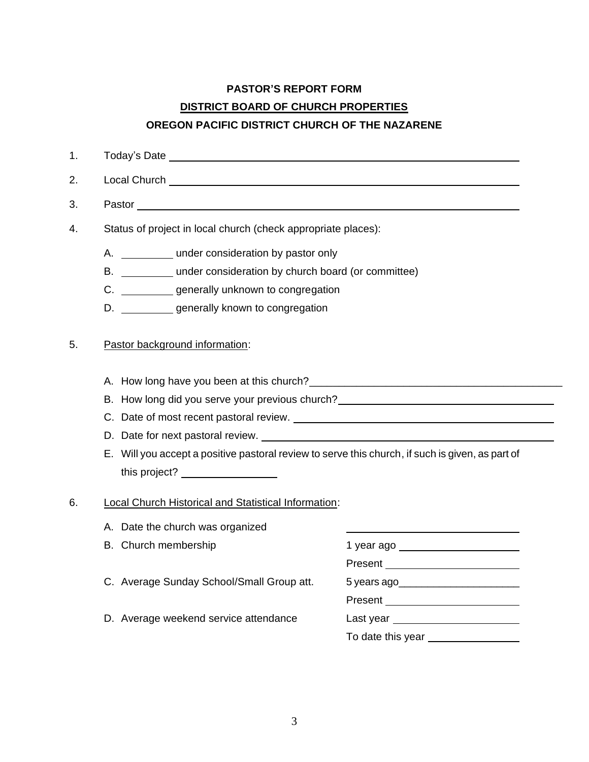**PASTOR'S REPORT FORM**

**DISTRICT BOARD OF CHURCH PROPERTIES**

**OREGON PACIFIC DISTRICT CHURCH OF THE NAZARENE**

1. Today's Date ______________________________

2. Local Church ______________________________

3. Pastor ______________________________

4. Status of project in local church (check appropriate places):

   A. _________ under consideration by pastor only

   B. _________ under consideration by church board (or committee)

   C. _________ generally unknown to congregation

   D. _________ generally known to congregation

5. Pastor background information:

   A. How long have you been at this church?______________________________

   B. How long did you serve your previous church?______________________________

   C. Date of most recent pastoral review. ______________________________

   D. Date for next pastoral review. ______________________________

   E. Will you accept a positive pastoral review to serve this church, if such is given, as part of this project? ________________

6. Local Church Historical and Statistical Information:

   A. Date the church was organized ______________________________

   B. Church membership
      - 1 year ago ____________________
      - Present ____________________

   C. Average Sunday School/Small Group att.
      - 5 years ago____________________
      - Present ____________________

   D. Average weekend service attendance
      - Last year ____________________
      - To date this year ________________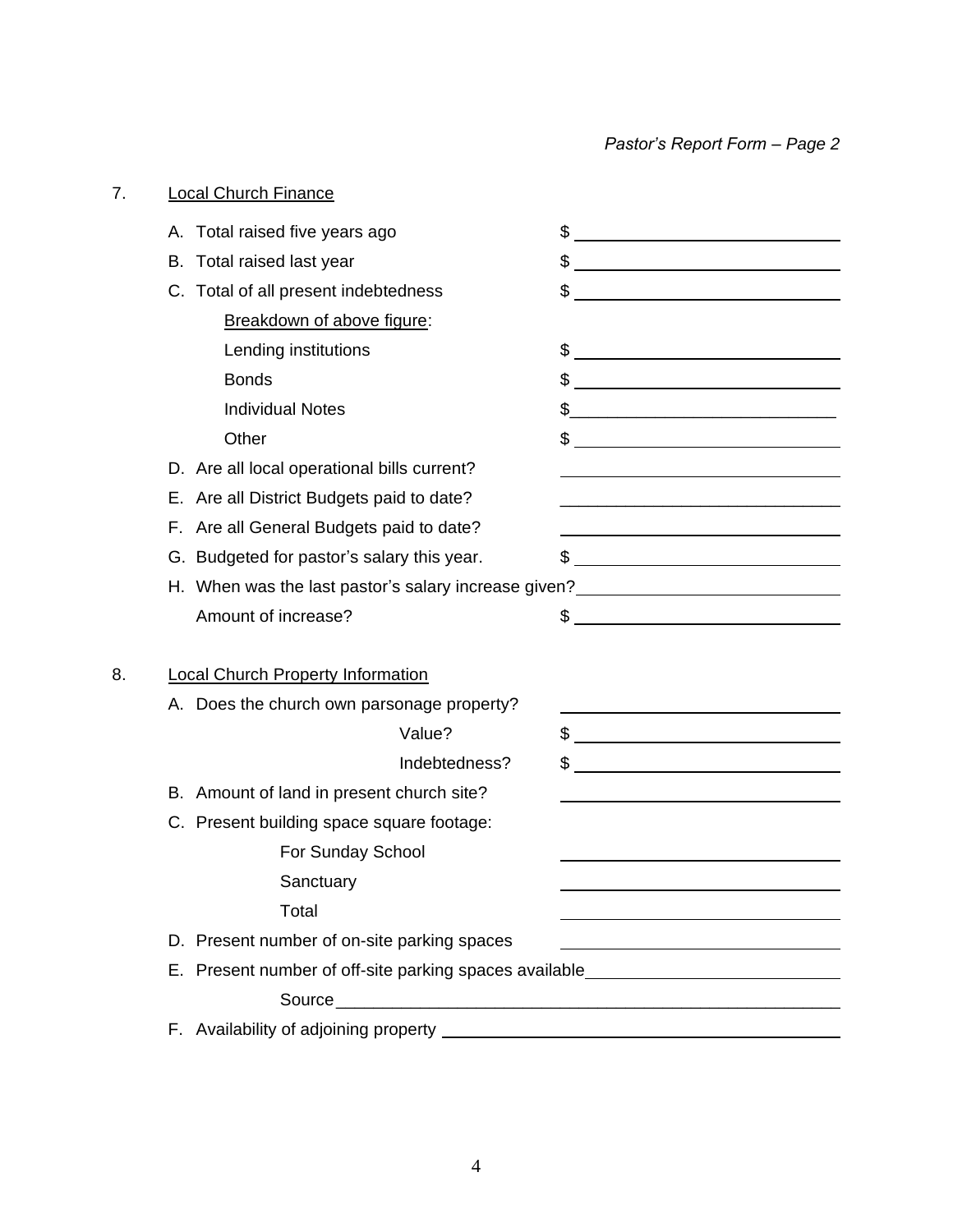7. <u>Local Church Finance</u>

   A. Total raised five years ago $ ____________________

   B. Total raised last year $ ____________________

   C. Total of all present indebtedness $ ____________________

      <u>Breakdown of above figure</u>:

      Lending institutions $ ____________________

      Bonds $ ____________________

      Individual Notes $ ____________________

      Other $ ____________________

   D. Are all local operational bills current? ____________________

   E. Are all District Budgets paid to date? ____________________

   F. Are all General Budgets paid to date? ____________________

   G. Budgeted for pastor's salary this year. $ ____________________

   H. When was the last pastor's salary increase given? ____________________

      Amount of increase? $ ____________________

8. <u>Local Church Property Information</u>

   A. Does the church own parsonage property? ____________________

      Value? $ ____________________

      Indebtedness? $ ____________________

   B. Amount of land in present church site? ____________________

   C. Present building space square footage:

      For Sunday School ____________________

      Sanctuary ____________________

      Total ____________________

   D. Present number of on-site parking spaces ____________________

   E. Present number of off-site parking spaces available ____________________

      Source ____________________

   F. Availability of adjoining property ____________________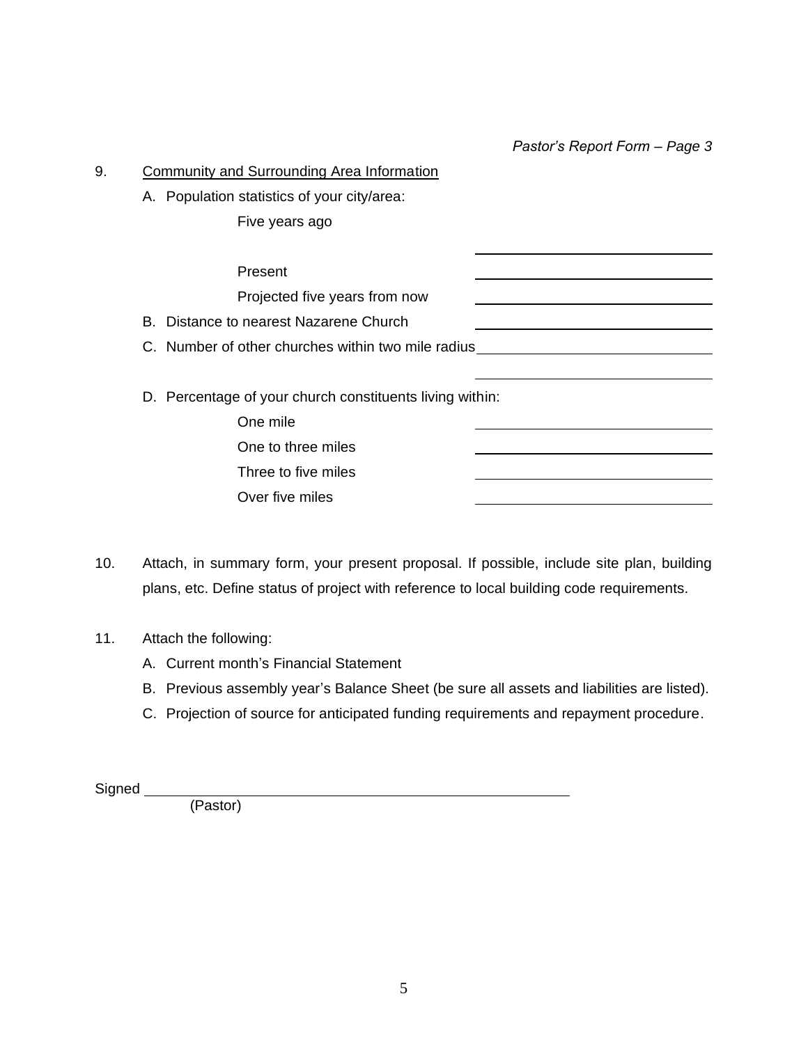*Pastor's Report Form – Page 3*

9. <u>Community and Surrounding Area Information</u>

   A. Population statistics of your city/area:

      Five years ago ________________

      Present ________________

      Projected five years from now ________________

   B. Distance to nearest Nazarene Church ________________

   C. Number of other churches within two mile radius ________________

   D. Percentage of your church constituents living within:

      One mile ________________

      One to three miles ________________

      Three to five miles ________________

      Over five miles ________________

10. Attach, in summary form, your present proposal. If possible, include site plan, building plans, etc. Define status of project with reference to local building code requirements.

11. Attach the following:

    A. Current month's Financial Statement

    B. Previous assembly year's Balance Sheet (be sure all assets and liabilities are listed).

    C. Projection of source for anticipated funding requirements and repayment procedure.

Signed ________________________________
(Pastor)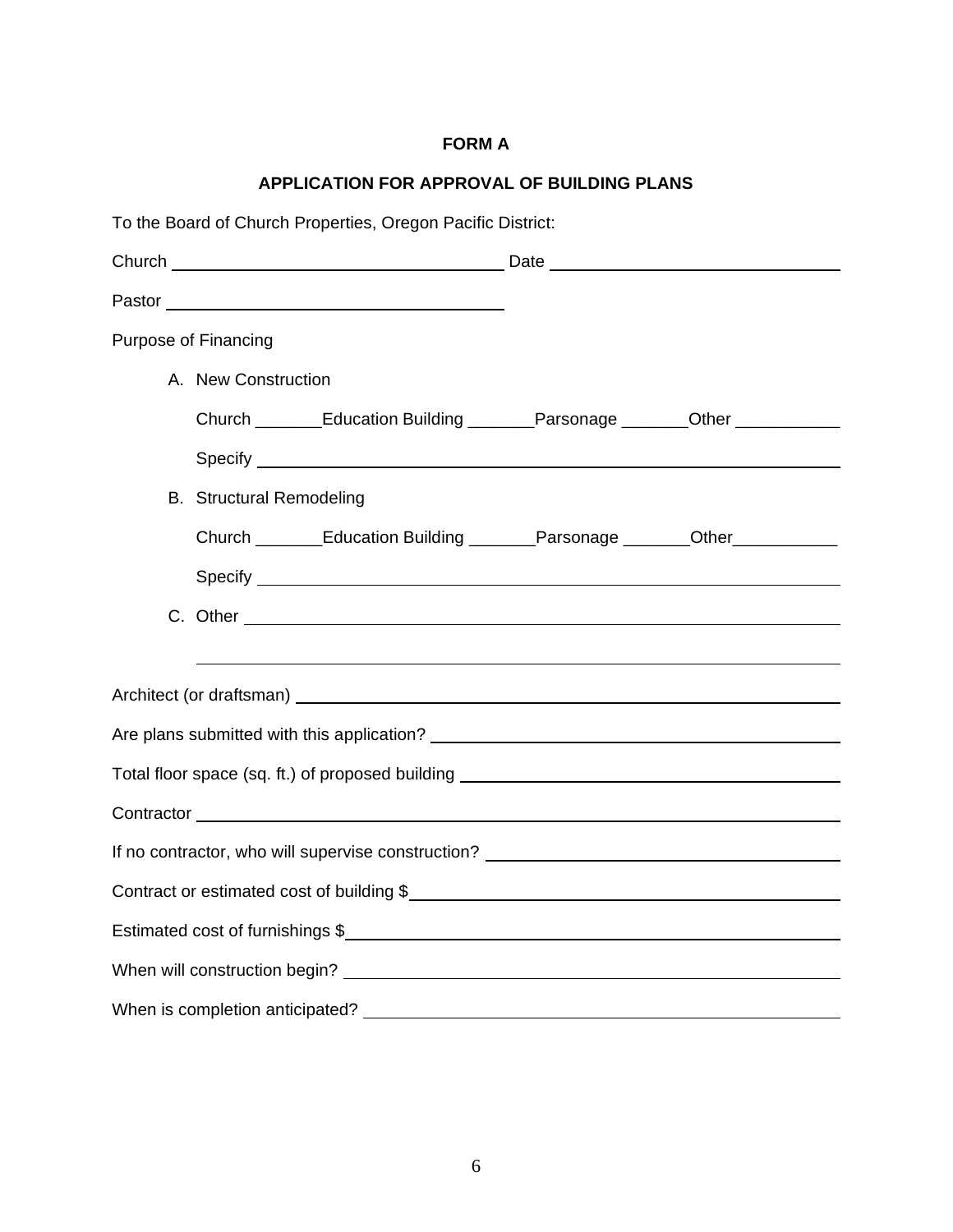**FORM A**

**APPLICATION FOR APPROVAL OF BUILDING PLANS**

To the Board of Church Properties, Oregon Pacific District:

Church ____________________________________ Date ________________________________

Pastor ____________________________________

Purpose of Financing

A. New Construction

Church _______Education Building _______Parsonage _______Other ___________

Specify ____________________________________________________________

B. Structural Remodeling

Church _______Education Building _______Parsonage _______Other___________

Specify ____________________________________________________________

C. Other ____________________________________________________________

____________________________________________________________

Architect (or draftsman) ____________________________________________________________

Are plans submitted with this application? ________________________________________

Total floor space (sq. ft.) of proposed building ________________________________________

Contractor ____________________________________________________________

If no contractor, who will supervise construction? ________________________________________

Contract or estimated cost of building $________________________________________

Estimated cost of furnishings $________________________________________

When will construction begin? ________________________________________

When is completion anticipated? ________________________________________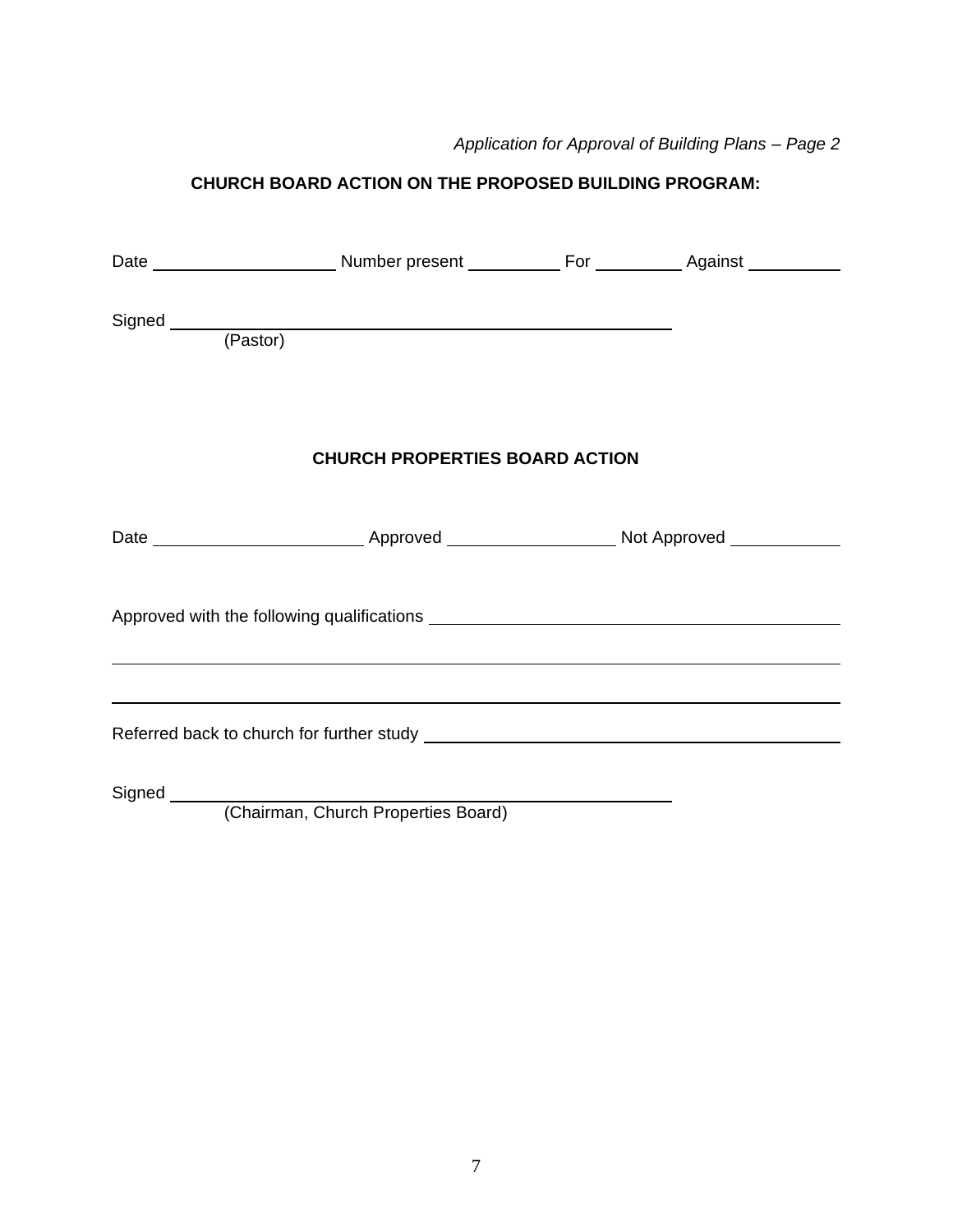*Application for Approval of Building Plans – Page 2*

**CHURCH BOARD ACTION ON THE PROPOSED BUILDING PROGRAM:**

Date ____________________ Number present __________ For __________ Against __________

Signed ______________________________________________________________
(Pastor)

**CHURCH PROPERTIES BOARD ACTION**

Date ______________________ Approved __________________ Not Approved ____________

Approved with the following qualifications ____________________________________________

______________________________________________________________________________

______________________________________________________________________________

Referred back to church for further study _____________________________________________

Signed ______________________________________________________________
(Chairman, Church Properties Board)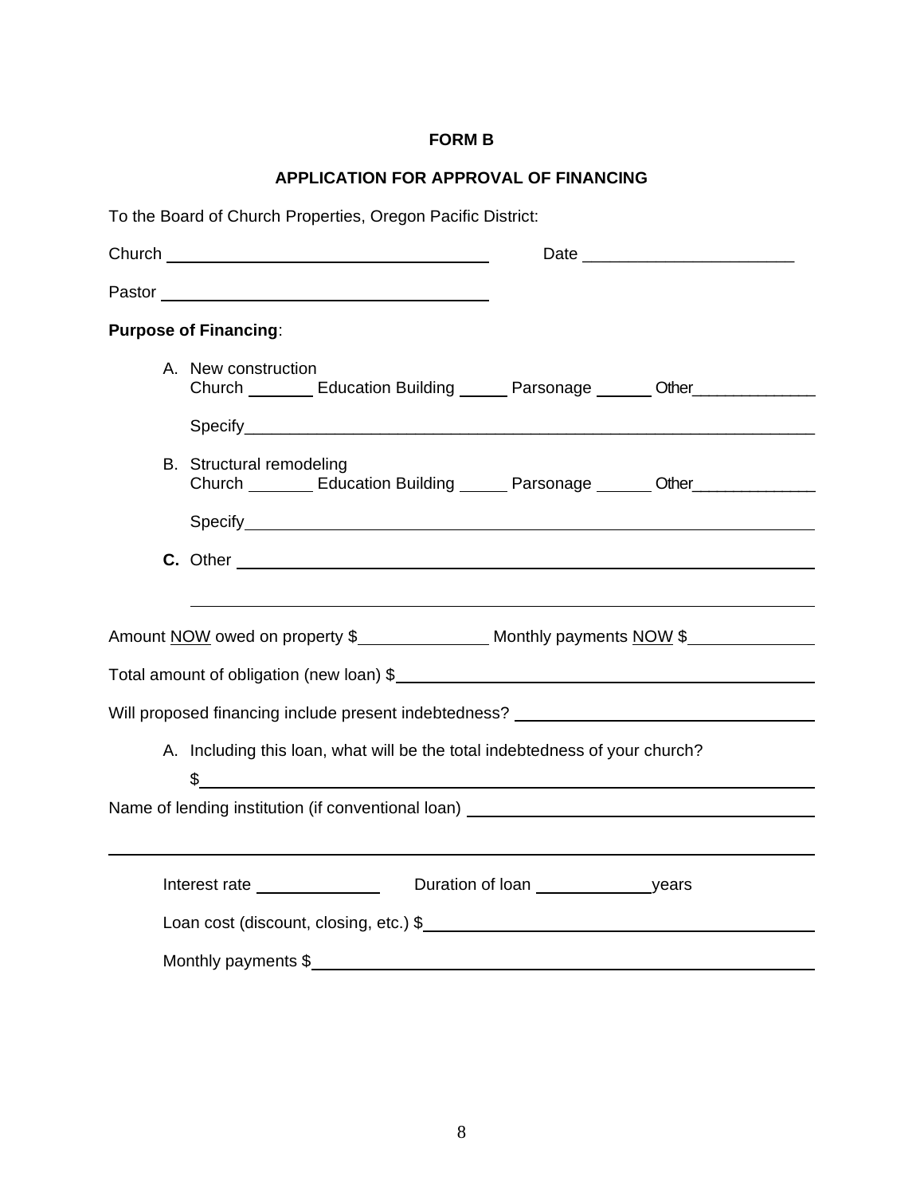**FORM B**

**APPLICATION FOR APPROVAL OF FINANCING**

To the Board of Church Properties, Oregon Pacific District:

Church ____________________________________ Date ______________________

Pastor ____________________________________

**Purpose of Financing**:

A. New construction
   Church _______ Education Building _____ Parsonage ______ Other_____________

   Specify_____________________________________________________________

B. Structural remodeling
   Church _______ Education Building _____ Parsonage ______ Other_____________

   Specify_____________________________________________________________

**C.** Other ______________________________________________________________

_____________________________________________________________________

Amount NOW owed on property $______________ Monthly payments NOW $_____________

Total amount of obligation (new loan) $_____________________________________________

Will proposed financing include present indebtedness? ______________________________

A. Including this loan, what will be the total indebtedness of your church?

   $_____________________________________________________________

Name of lending institution (if conventional loan) ___________________________________

_____________________________________________________________________

Interest rate _____________ Duration of loan ____________years

Loan cost (discount, closing, etc.) $____________________________________________

Monthly payments $________________________________________________________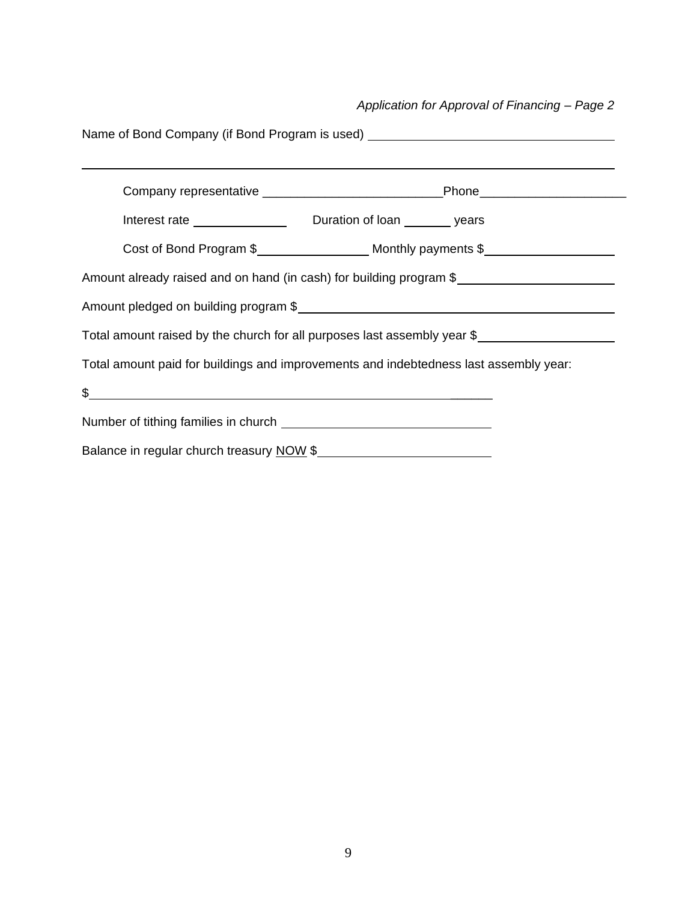*Application for Approval of Financing – Page 2*

Name of Bond Company (if Bond Program is used) ____________________________________

______________________________________________________________________________

Company representative __________________________Phone____________________

Interest rate ______________ Duration of loan _______ years

Cost of Bond Program $________________ Monthly payments $__________________

Amount already raised and on hand (in cash) for building program $______________________

Amount pledged on building program $______________________________________________

Total amount raised by the church for all purposes last assembly year $___________________

Total amount paid for buildings and improvements and indebtedness last assembly year:

$_______________________________________________________

Number of tithing families in church ______________________________

Balance in regular church treasury NOW $_________________________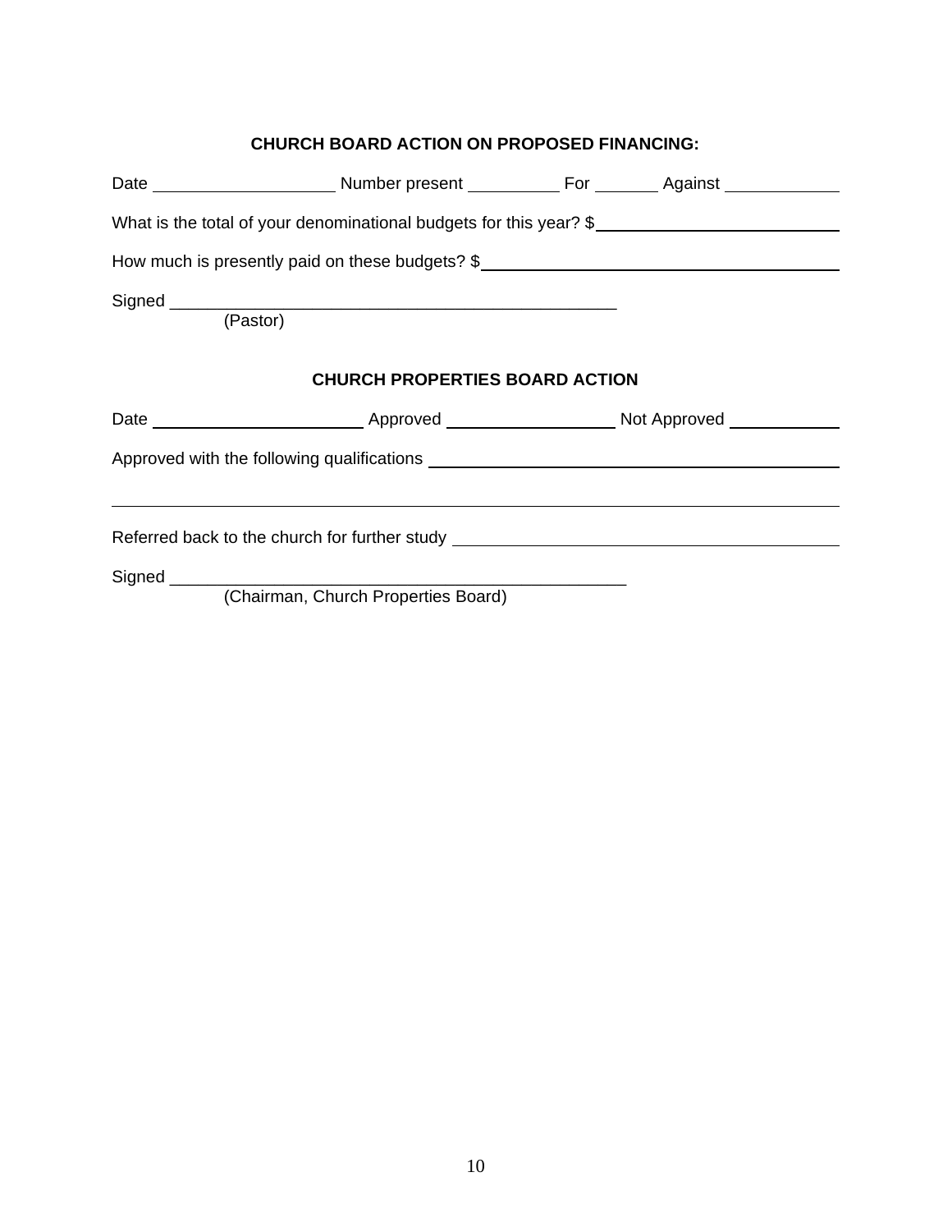**CHURCH BOARD ACTION ON PROPOSED FINANCING:**

Date ____________________ Number present __________ For _______ Against ____________

What is the total of your denominational budgets for this year? $________________________

How much is presently paid on these budgets? $____________________________________

Signed _______________________________________________
(Pastor)

**CHURCH PROPERTIES BOARD ACTION**

Date ______________________ Approved _________________ Not Approved ___________

Approved with the following qualifications __________________________________________

_____________________________________________________________________________

Referred back to the church for further study _______________________________________

Signed ________________________________________________
(Chairman, Church Properties Board)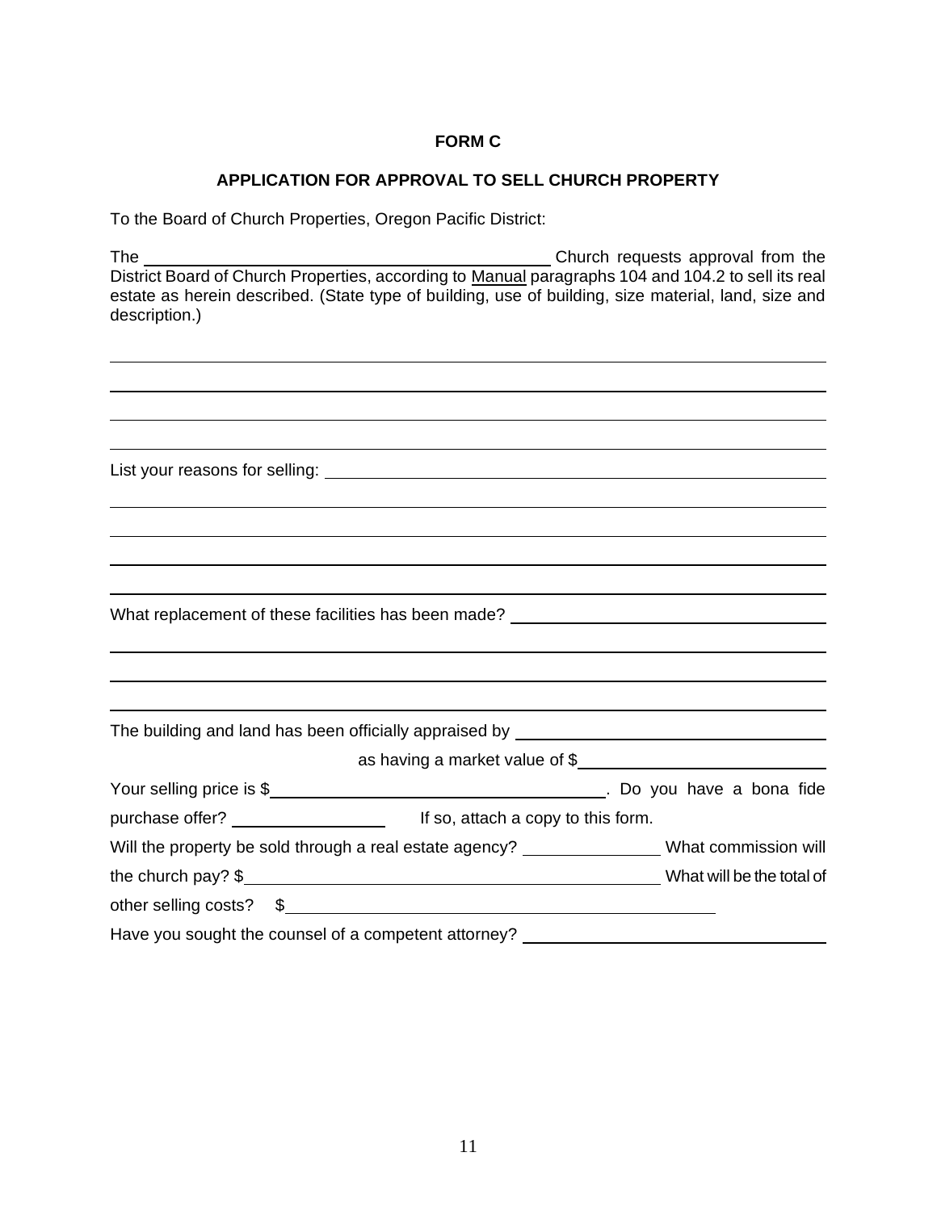**FORM C**

**APPLICATION FOR APPROVAL TO SELL CHURCH PROPERTY**

To the Board of Church Properties, Oregon Pacific District:

The \_\_\_\_\_\_\_\_\_\_\_\_\_\_\_\_\_\_\_\_\_\_\_\_\_\_\_\_\_\_\_\_\_\_\_\_\_\_\_\_ Church requests approval from the District Board of Church Properties, according to Manual paragraphs 104 and 104.2 to sell its real estate as herein described. (State type of building, use of building, size material, land, size and description.)

\_\_\_\_\_\_\_\_\_\_\_\_\_\_\_\_\_\_\_\_\_\_\_\_\_\_\_\_\_\_\_\_\_\_\_\_\_\_\_\_\_\_\_\_\_\_\_\_\_\_\_\_\_\_\_\_\_\_\_\_\_\_\_\_\_\_\_\_\_\_\_\_\_\_\_\_

\_\_\_\_\_\_\_\_\_\_\_\_\_\_\_\_\_\_\_\_\_\_\_\_\_\_\_\_\_\_\_\_\_\_\_\_\_\_\_\_\_\_\_\_\_\_\_\_\_\_\_\_\_\_\_\_\_\_\_\_\_\_\_\_\_\_\_\_\_\_\_\_\_\_\_\_

\_\_\_\_\_\_\_\_\_\_\_\_\_\_\_\_\_\_\_\_\_\_\_\_\_\_\_\_\_\_\_\_\_\_\_\_\_\_\_\_\_\_\_\_\_\_\_\_\_\_\_\_\_\_\_\_\_\_\_\_\_\_\_\_\_\_\_\_\_\_\_\_\_\_\_\_

\_\_\_\_\_\_\_\_\_\_\_\_\_\_\_\_\_\_\_\_\_\_\_\_\_\_\_\_\_\_\_\_\_\_\_\_\_\_\_\_\_\_\_\_\_\_\_\_\_\_\_\_\_\_\_\_\_\_\_\_\_\_\_\_\_\_\_\_\_\_\_\_\_\_\_\_

List your reasons for selling: \_\_\_\_\_\_\_\_\_\_\_\_\_\_\_\_\_\_\_\_\_\_\_\_\_\_\_\_\_\_\_\_\_\_\_\_\_\_\_\_\_\_\_\_\_\_\_\_\_

\_\_\_\_\_\_\_\_\_\_\_\_\_\_\_\_\_\_\_\_\_\_\_\_\_\_\_\_\_\_\_\_\_\_\_\_\_\_\_\_\_\_\_\_\_\_\_\_\_\_\_\_\_\_\_\_\_\_\_\_\_\_\_\_\_\_\_\_\_\_\_\_\_\_\_\_

\_\_\_\_\_\_\_\_\_\_\_\_\_\_\_\_\_\_\_\_\_\_\_\_\_\_\_\_\_\_\_\_\_\_\_\_\_\_\_\_\_\_\_\_\_\_\_\_\_\_\_\_\_\_\_\_\_\_\_\_\_\_\_\_\_\_\_\_\_\_\_\_\_\_\_\_

\_\_\_\_\_\_\_\_\_\_\_\_\_\_\_\_\_\_\_\_\_\_\_\_\_\_\_\_\_\_\_\_\_\_\_\_\_\_\_\_\_\_\_\_\_\_\_\_\_\_\_\_\_\_\_\_\_\_\_\_\_\_\_\_\_\_\_\_\_\_\_\_\_\_\_\_

\_\_\_\_\_\_\_\_\_\_\_\_\_\_\_\_\_\_\_\_\_\_\_\_\_\_\_\_\_\_\_\_\_\_\_\_\_\_\_\_\_\_\_\_\_\_\_\_\_\_\_\_\_\_\_\_\_\_\_\_\_\_\_\_\_\_\_\_\_\_\_\_\_\_\_\_

What replacement of these facilities has been made? \_\_\_\_\_\_\_\_\_\_\_\_\_\_\_\_\_\_\_\_\_\_\_\_\_\_\_\_\_\_\_\_\_

\_\_\_\_\_\_\_\_\_\_\_\_\_\_\_\_\_\_\_\_\_\_\_\_\_\_\_\_\_\_\_\_\_\_\_\_\_\_\_\_\_\_\_\_\_\_\_\_\_\_\_\_\_\_\_\_\_\_\_\_\_\_\_\_\_\_\_\_\_\_\_\_\_\_\_\_

\_\_\_\_\_\_\_\_\_\_\_\_\_\_\_\_\_\_\_\_\_\_\_\_\_\_\_\_\_\_\_\_\_\_\_\_\_\_\_\_\_\_\_\_\_\_\_\_\_\_\_\_\_\_\_\_\_\_\_\_\_\_\_\_\_\_\_\_\_\_\_\_\_\_\_\_

\_\_\_\_\_\_\_\_\_\_\_\_\_\_\_\_\_\_\_\_\_\_\_\_\_\_\_\_\_\_\_\_\_\_\_\_\_\_\_\_\_\_\_\_\_\_\_\_\_\_\_\_\_\_\_\_\_\_\_\_\_\_\_\_\_\_\_\_\_\_\_\_\_\_\_\_

The building and land has been officially appraised by \_\_\_\_\_\_\_\_\_\_\_\_\_\_\_\_\_\_\_\_\_\_\_\_\_\_\_\_\_\_\_\_\_

as having a market value of $\_\_\_\_\_\_\_\_\_\_\_\_\_\_\_\_\_\_\_\_\_\_\_\_\_\_

Your selling price is $\_\_\_\_\_\_\_\_\_\_\_\_\_\_\_\_\_\_\_\_\_\_\_\_\_\_\_\_\_\_\_\_\_\_\_\_. Do you have a bona fide purchase offer? \_\_\_\_\_\_\_\_\_\_\_\_\_\_\_\_ If so, attach a copy to this form.

Will the property be sold through a real estate agency? \_\_\_\_\_\_\_\_\_\_\_\_\_\_ What commission will the church pay? $\_\_\_\_\_\_\_\_\_\_\_\_\_\_\_\_\_\_\_\_\_\_\_\_\_\_\_\_\_\_\_\_\_\_\_\_\_\_\_\_\_\_\_\_ What will be the total of other selling costs? $\_\_\_\_\_\_\_\_\_\_\_\_\_\_\_\_\_\_\_\_\_\_\_\_\_\_\_\_\_\_\_\_\_\_\_\_\_\_\_\_\_\_\_\_

Have you sought the counsel of a competent attorney? \_\_\_\_\_\_\_\_\_\_\_\_\_\_\_\_\_\_\_\_\_\_\_\_\_\_\_\_\_\_\_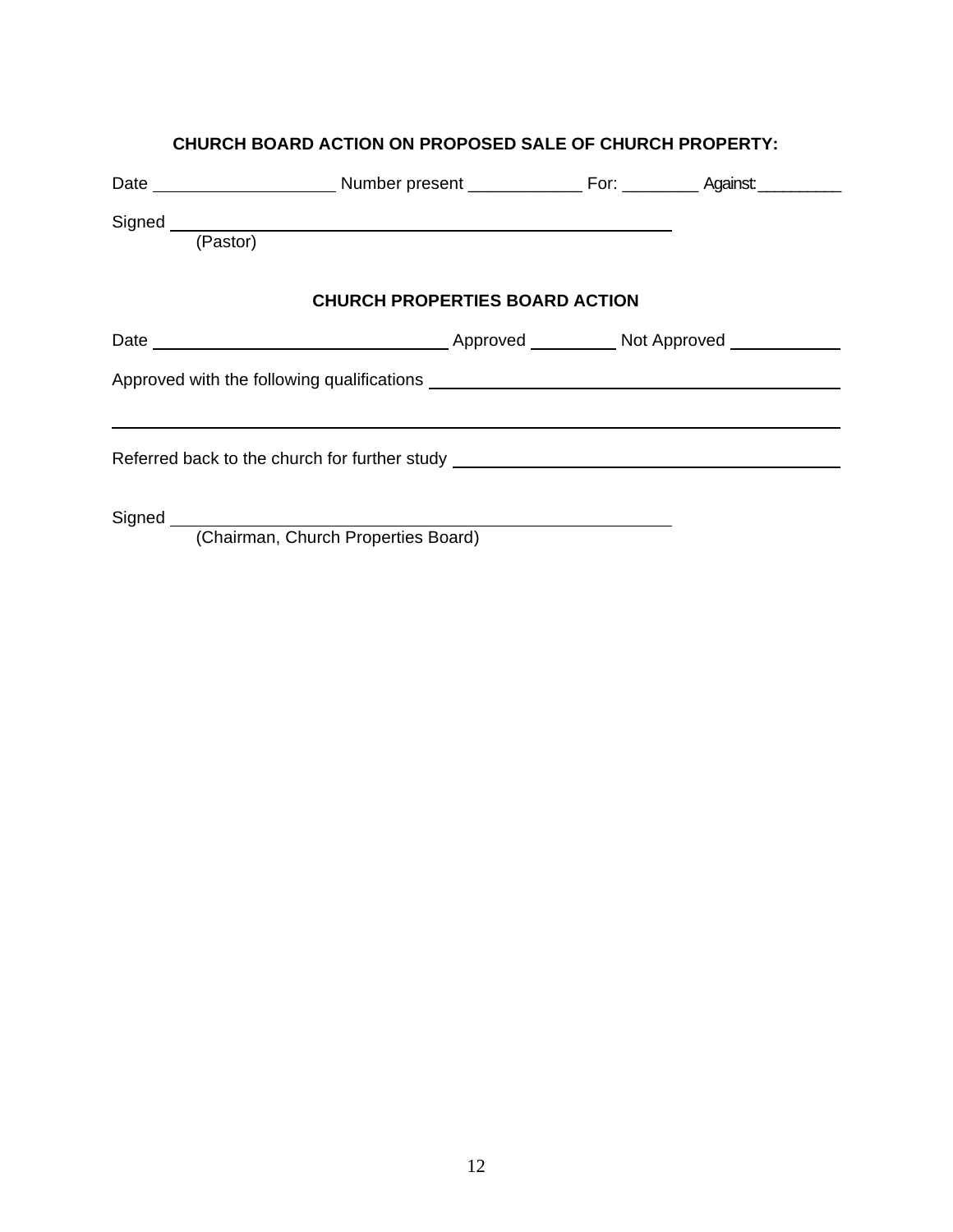**CHURCH BOARD ACTION ON PROPOSED SALE OF CHURCH PROPERTY:**

Date ____________________ Number present ____________ For: ________ Against: _________

Signed ____________________________________________________
(Pastor)

**CHURCH PROPERTIES BOARD ACTION**

Date ________________________________ Approved _________ Not Approved ____________

Approved with the following qualifications ____________________________________________

______________________________________________________________________________

Referred back to the church for further study ____________________________________________

Signed ____________________________________________________
(Chairman, Church Properties Board)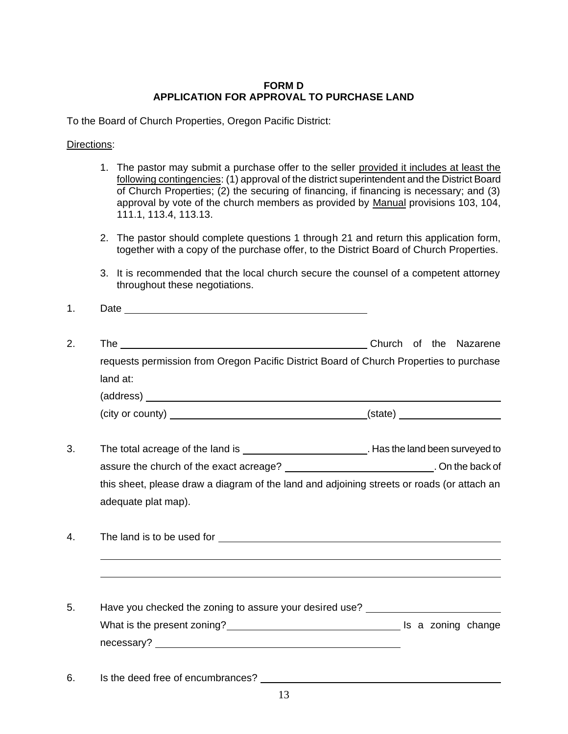**FORM D**
**APPLICATION FOR APPROVAL TO PURCHASE LAND**

To the Board of Church Properties, Oregon Pacific District:

<u>Directions</u>:

1. The pastor may submit a purchase offer to the seller <u>provided it includes at least the following contingencies</u>: (1) approval of the district superintendent and the District Board of Church Properties; (2) the securing of financing, if financing is necessary; and (3) approval by vote of the church members as provided by <u>Manual</u> provisions 103, 104, 111.1, 113.4, 113.13.

2. The pastor should complete questions 1 through 21 and return this application form, together with a copy of the purchase offer, to the District Board of Church Properties.

3. It is recommended that the local church secure the counsel of a competent attorney throughout these negotiations.

1. Date ____________________________________________

2. The ______________________________________________ Church of the Nazarene requests permission from Oregon Pacific District Board of Church Properties to purchase land at:
   (address) ____________________________________________________________
   (city or county) ____________________________________(state) __________________

3. The total acreage of the land is ______________________. Has the land been surveyed to assure the church of the exact acreage? ___________________________. On the back of this sheet, please draw a diagram of the land and adjoining streets or roads (or attach an adequate plat map).

4. The land is to be used for ____________________________________________________
   ______________________________________________________________________________
   ______________________________________________________________________________

5. Have you checked the zoning to assure your desired use? ________________________
   What is the present zoning?_______________________________ Is a zoning change necessary? ____________________________________________

6. Is the deed free of encumbrances? ______________________________________________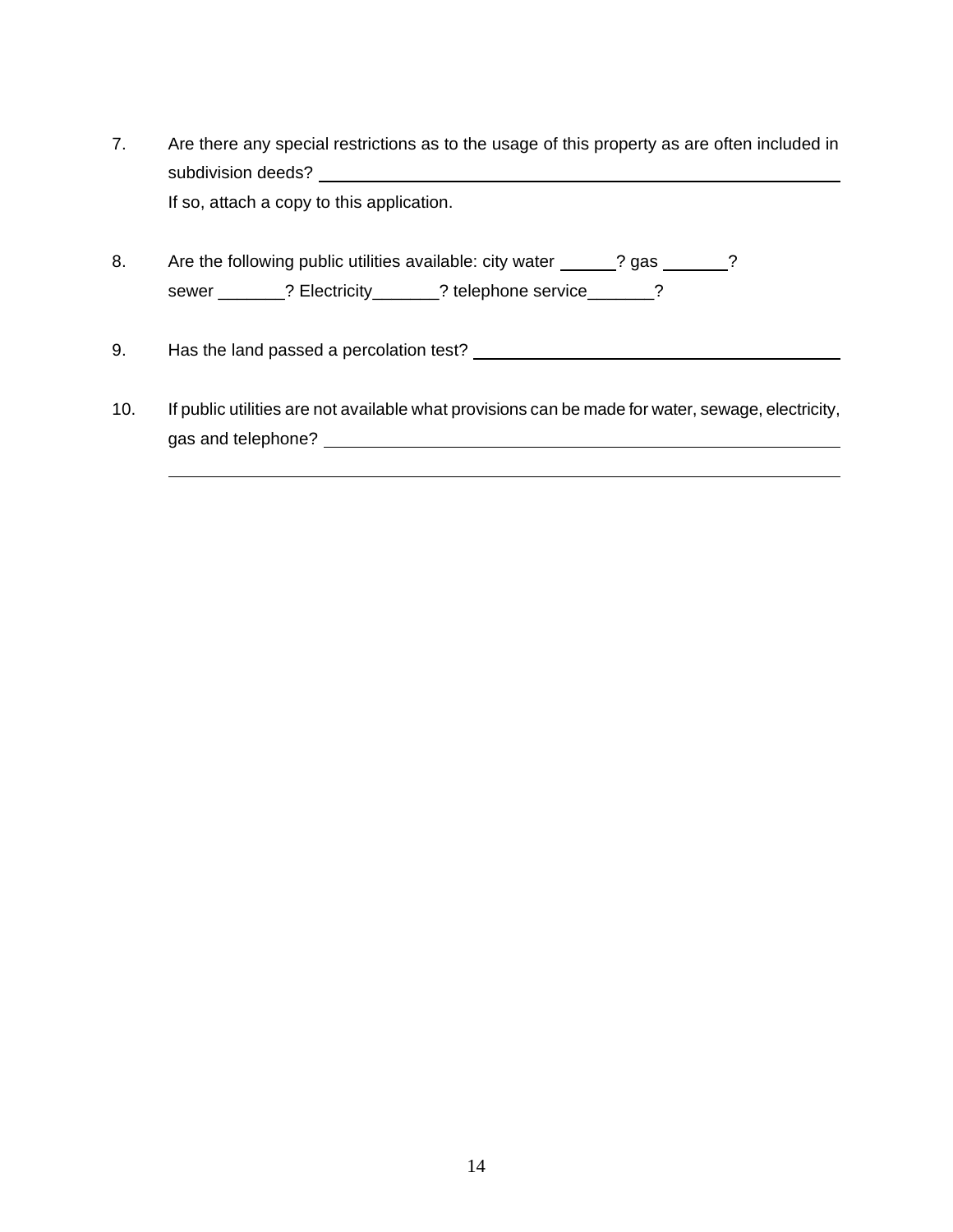7. Are there any special restrictions as to the usage of this property as are often included in subdivision deeds? ______________________________________________
   If so, attach a copy to this application.

8. Are the following public utilities available: city water ______? gas _______?
   sewer _______? Electricity_______? telephone service_______?

9. Has the land passed a percolation test? ______________________________________

10. If public utilities are not available what provisions can be made for water, sewage, electricity, gas and telephone? ______________________________________________
    ______________________________________________________________________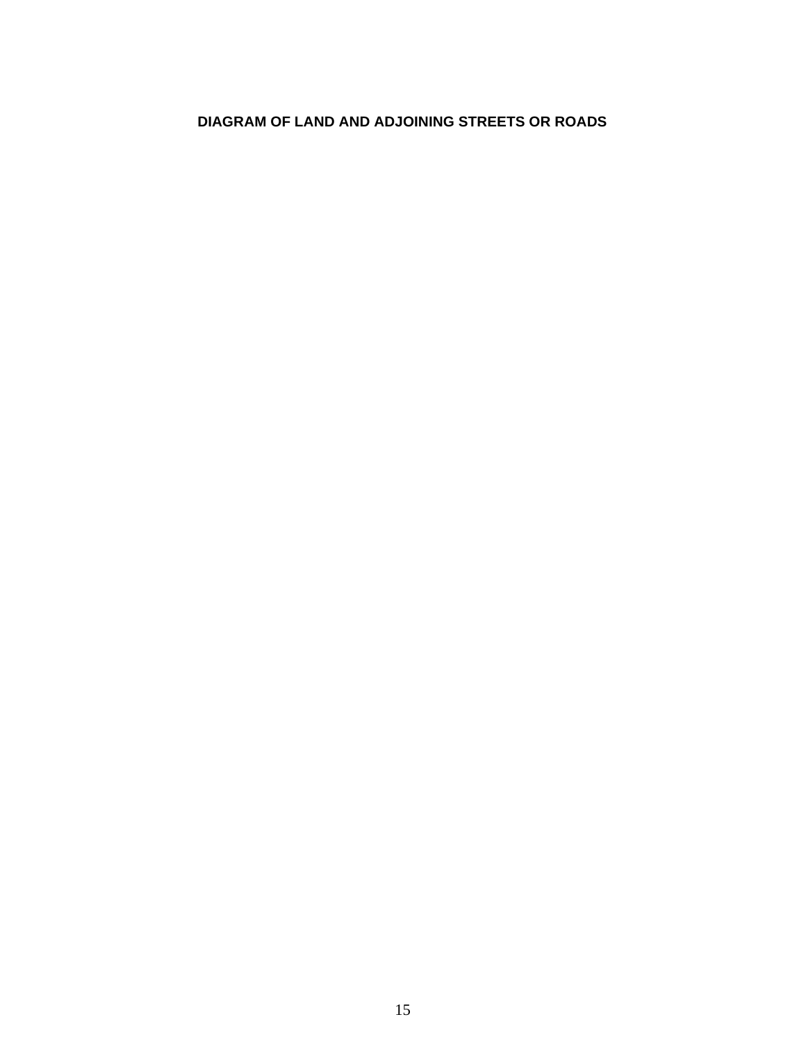**DIAGRAM OF LAND AND ADJOINING STREETS OR ROADS**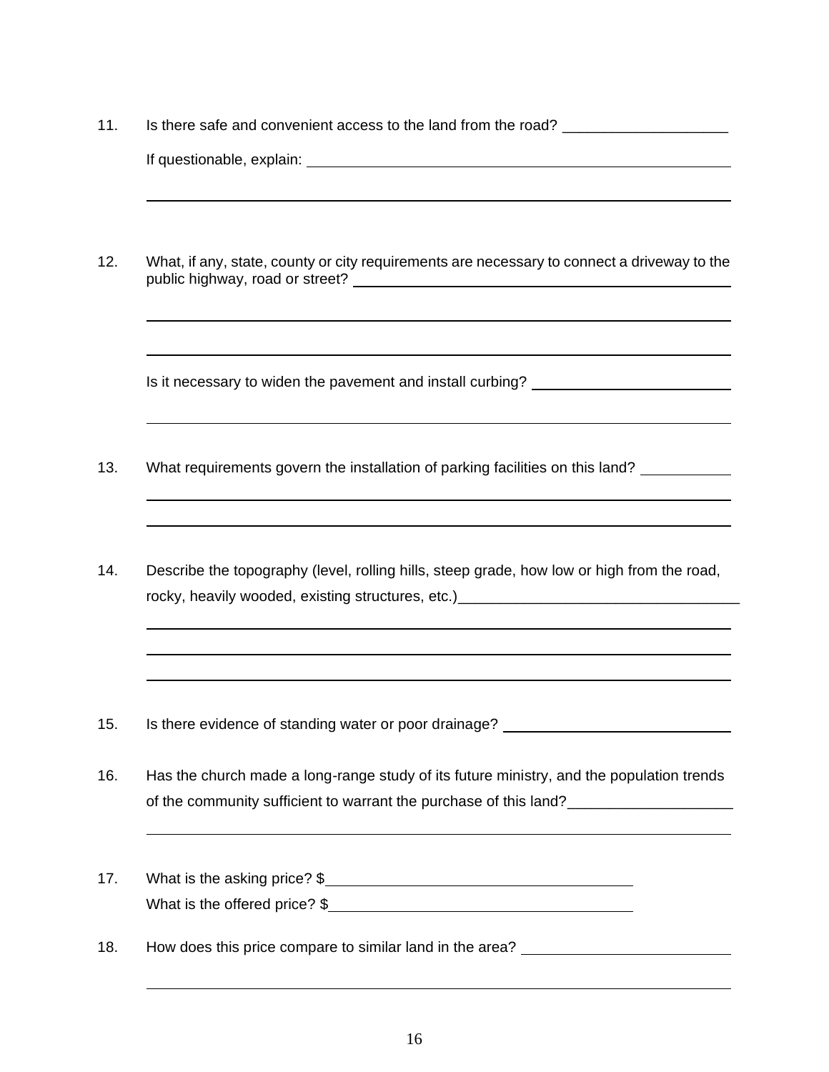11. Is there safe and convenient access to the land from the road? ____________________

    If questionable, explain: ____________________________________________________

    ______________________________________________________________________________

12. What, if any, state, county or city requirements are necessary to connect a driveway to the public highway, road or street? ____________________________________________

    ______________________________________________________________________________

    ______________________________________________________________________________

    Is it necessary to widen the pavement and install curbing? ________________________

    ______________________________________________________________________________

13. What requirements govern the installation of parking facilities on this land? __________

    ______________________________________________________________________________

    ______________________________________________________________________________

14. Describe the topography (level, rolling hills, steep grade, how low or high from the road, rocky, heavily wooded, existing structures, etc.)__________________________________

    ______________________________________________________________________________

    ______________________________________________________________________________

    ______________________________________________________________________________

15. Is there evidence of standing water or poor drainage? ___________________________

16. Has the church made a long-range study of its future ministry, and the population trends of the community sufficient to warrant the purchase of this land?____________________

    ______________________________________________________________________________

17. What is the asking price? $____________________________________

    What is the offered price? $____________________________________

18. How does this price compare to similar land in the area? ________________________

    ______________________________________________________________________________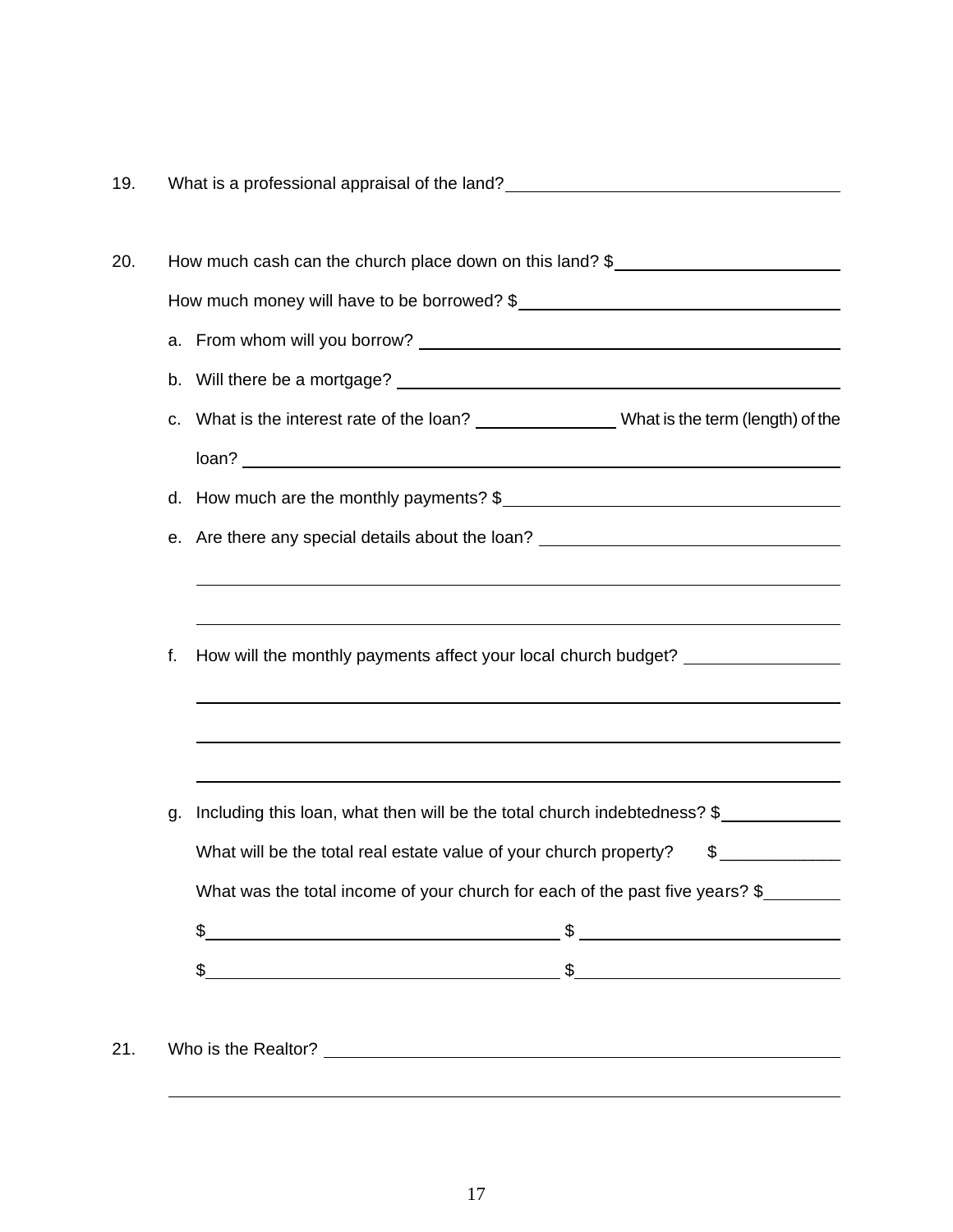19. What is a professional appraisal of the land? ____________________

20. How much cash can the church place down on this land? $____________________

    How much money will have to be borrowed? $____________________

    a. From whom will you borrow? ____________________

    b. Will there be a mortgage? ____________________

    c. What is the interest rate of the loan? __________ What is the term (length) of the loan? ____________________

    d. How much are the monthly payments? $____________________

    e. Are there any special details about the loan? ____________________

       ____________________

       ____________________

    f. How will the monthly payments affect your local church budget? ____________________

       ____________________

       ____________________

       ____________________

    g. Including this loan, what then will be the total church indebtedness? $__________

       What will be the total real estate value of your church property? $__________

       What was the total income of your church for each of the past five years? $__________

       $____________________ $____________________

       $____________________ $____________________

21. Who is the Realtor? ____________________

    ____________________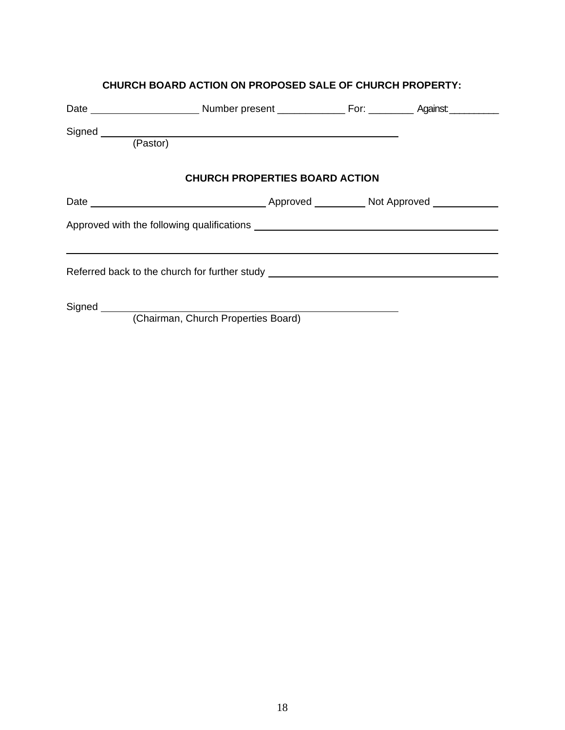**CHURCH BOARD ACTION ON PROPOSED SALE OF CHURCH PROPERTY:**

Date ____________________ Number present ____________ For: ________ Against: _________

Signed _______________________________________________________
(Pastor)

**CHURCH PROPERTIES BOARD ACTION**

Date ________________________________ Approved _________ Not Approved ____________

Approved with the following qualifications _____________________________________________

_______________________________________________________________________________

Referred back to the church for further study ___________________________________________

Signed _______________________________________________________
(Chairman, Church Properties Board)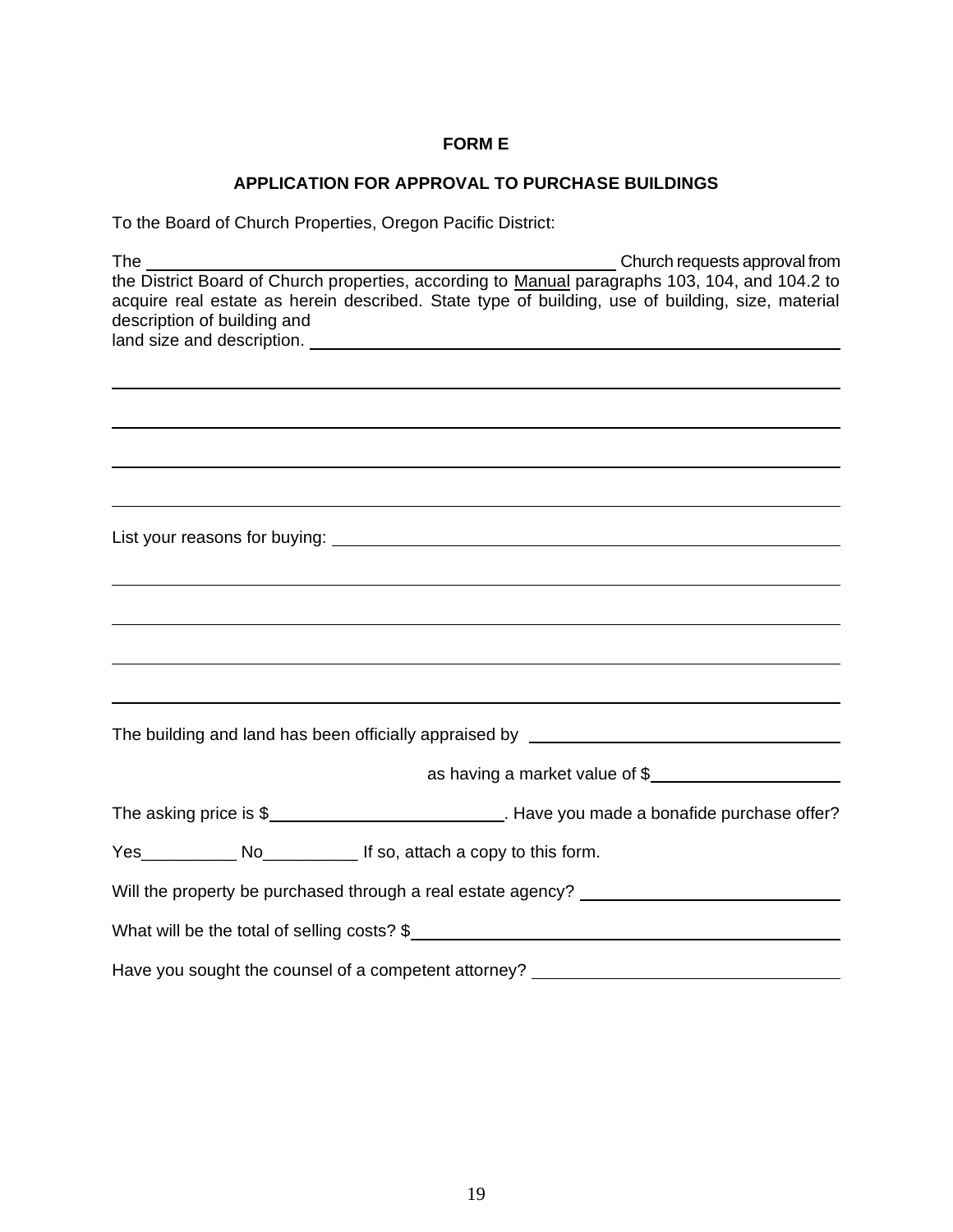**FORM E**

**APPLICATION FOR APPROVAL TO PURCHASE BUILDINGS**

To the Board of Church Properties, Oregon Pacific District:

The ______________________________________________ Church requests approval from the District Board of Church properties, according to Manual paragraphs 103, 104, and 104.2 to acquire real estate as herein described. State type of building, use of building, size, material description of building and land size and description. ______________________________________________

______________________________________________________________________________

______________________________________________________________________________

______________________________________________________________________________

______________________________________________________________________________

List your reasons for buying: ______________________________________________

______________________________________________________________________________

______________________________________________________________________________

______________________________________________________________________________

______________________________________________________________________________

The building and land has been officially appraised by ______________________________

as having a market value of $____________________

The asking price is $_________________________. Have you made a bonafide purchase offer?

Yes__________ No__________ If so, attach a copy to this form.

Will the property be purchased through a real estate agency? ___________________________

What will be the total of selling costs? $______________________________________________

Have you sought the counsel of a competent attorney? ________________________________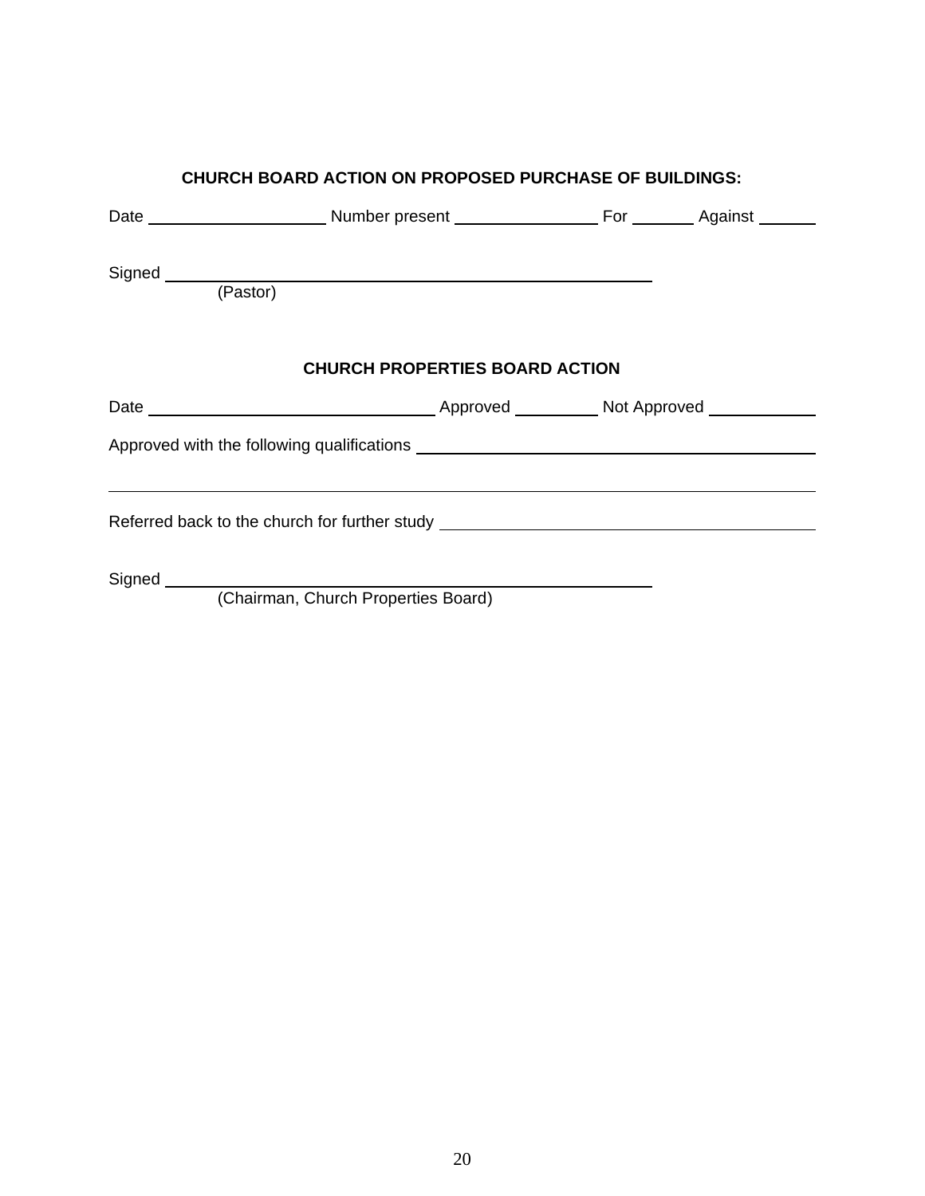**CHURCH BOARD ACTION ON PROPOSED PURCHASE OF BUILDINGS:**

Date ____________________ Number present ________________ For _______ Against _______

Signed _______________________________________________________
(Pastor)

**CHURCH PROPERTIES BOARD ACTION**

Date ________________________________ Approved __________ Not Approved ____________

Approved with the following qualifications _____________________________________________

_____________________________________________________________________________

Referred back to the church for further study ___________________________________________

Signed _______________________________________________________
(Chairman, Church Properties Board)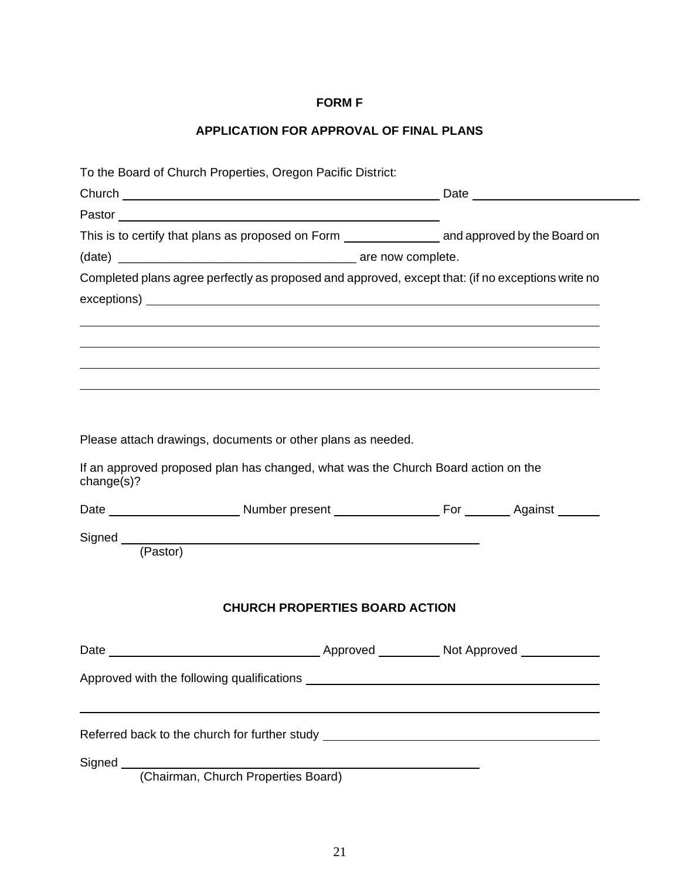**FORM F**

**APPLICATION FOR APPROVAL OF FINAL PLANS**

To the Board of Church Properties, Oregon Pacific District:

Church ______________________________________ Date ____________________

Pastor ______________________________________

This is to certify that plans as proposed on Form ____________ and approved by the Board on (date) ______________________________ are now complete.

Completed plans agree perfectly as proposed and approved, except that: (if no exceptions write no exceptions) ______________________________________________________________

______________________________________________________________________

______________________________________________________________________

______________________________________________________________________

______________________________________________________________________

Please attach drawings, documents or other plans as needed.

If an approved proposed plan has changed, what was the Church Board action on the change(s)?

Date ________________ Number present ______________ For ______ Against ______

Signed ______________________________________________
(Pastor)

**CHURCH PROPERTIES BOARD ACTION**

Date ___________________________ Approved ________ Not Approved __________

Approved with the following qualifications ____________________________________

______________________________________________________________________

Referred back to the church for further study __________________________________

Signed ______________________________________________
(Chairman, Church Properties Board)